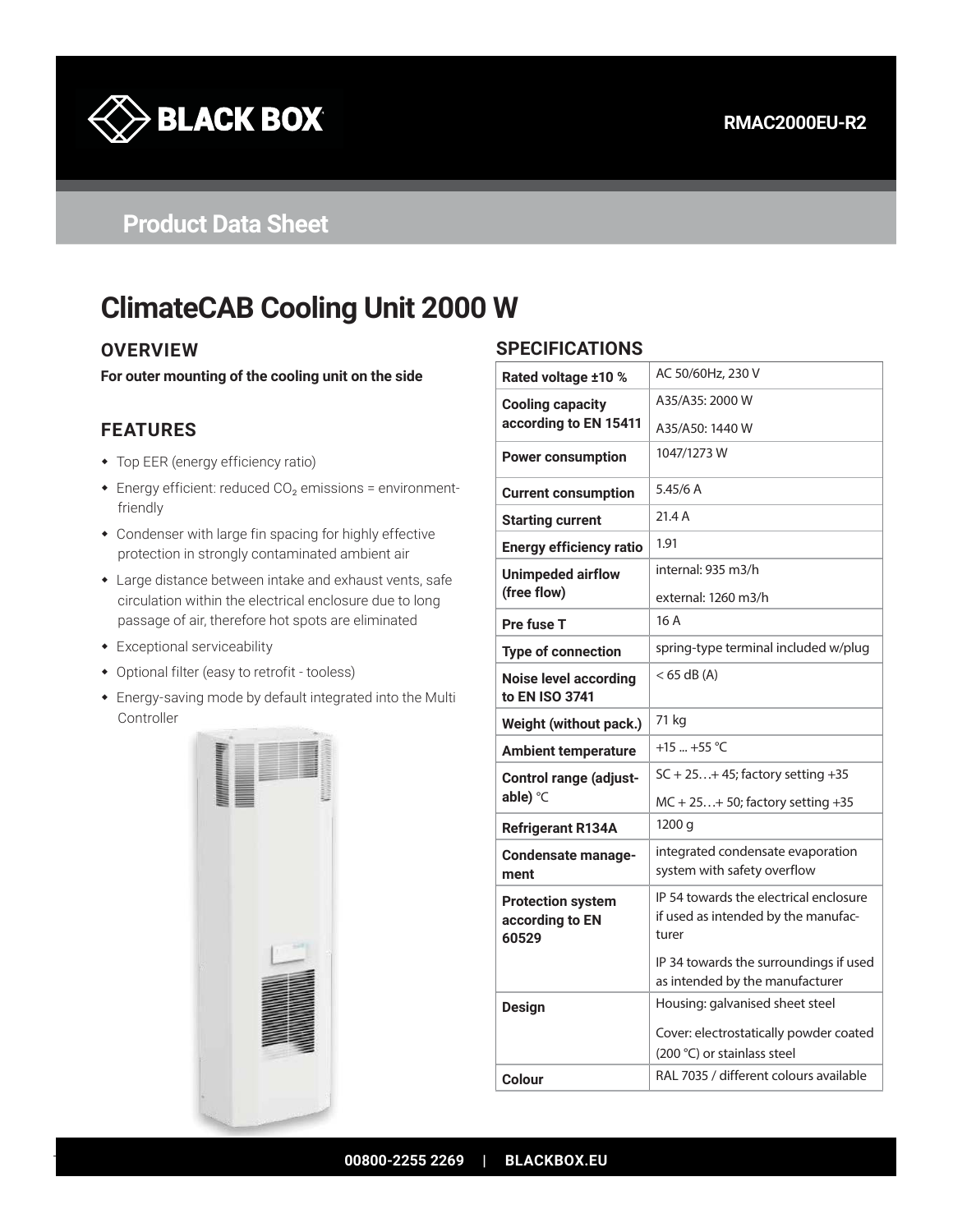BLACK BOX

RMAC2000EU-R2

Product Data Sheet

# ClimateCAB Cooling Unit 2000 W

## OVERVIEW

**For outer mounting of the cooling unit on the side**

## FEATURES

- Top EER (energy efficiency ratio)
- Energy efficient: reduced $CO_2$ emissions = environment-friendly
- Condenser with large fin spacing for highly effective protection in strongly contaminated ambient air
- Large distance between intake and exhaust vents, safe circulation within the electrical enclosure due to long passage of air, therefore hot spots are eliminated
- Exceptional serviceability
- Optional filter (easy to retrofit - tooless)
- Energy-saving mode by default integrated into the Multi Controller

## SPECIFICATIONS

| | |
|---|---|
| **Rated voltage ±10 %** | AC 50/60Hz, 230 V |
| **Cooling capacity according to EN 15411** | A35/A35: 2000 W<br>A35/A50: 1440 W |
| **Power consumption** | 1047/1273 W |
| **Current consumption** | 5.45/6 A |
| **Starting current** | 21.4 A |
| **Energy efficiency ratio** | 1.91 |
| **Unimpeded airflow (free flow)** | internal: 935 m3/h<br>external: 1260 m3/h |
| **Pre fuse T** | 16 A |
| **Type of connection** | spring-type terminal included w/plug |
| **Noise level according to EN ISO 3741** | < 65 dB (A) |
| **Weight (without pack.)** | 71 kg |
| **Ambient temperature** | +15 ... +55 °C |
| **Control range (adjustable)** °C | SC + 25…+ 45; factory setting +35<br>MC + 25…+ 50; factory setting +35 |
| **Refrigerant R134A** | 1200 g |
| **Condensate management** | integrated condensate evaporation system with safety overflow |
| **Protection system according to EN 60529** | IP 54 towards the electrical enclosure if used as intended by the manufacturer<br>IP 34 towards the surroundings if used as intended by the manufacturer |
| **Design** | Housing: galvanised sheet steel<br>Cover: electrostatically powder coated (200 °C) or stainlass steel |
| **Colour** | RAL 7035 / different colours available |

00800-2255 2269 | BLACKBOX.EU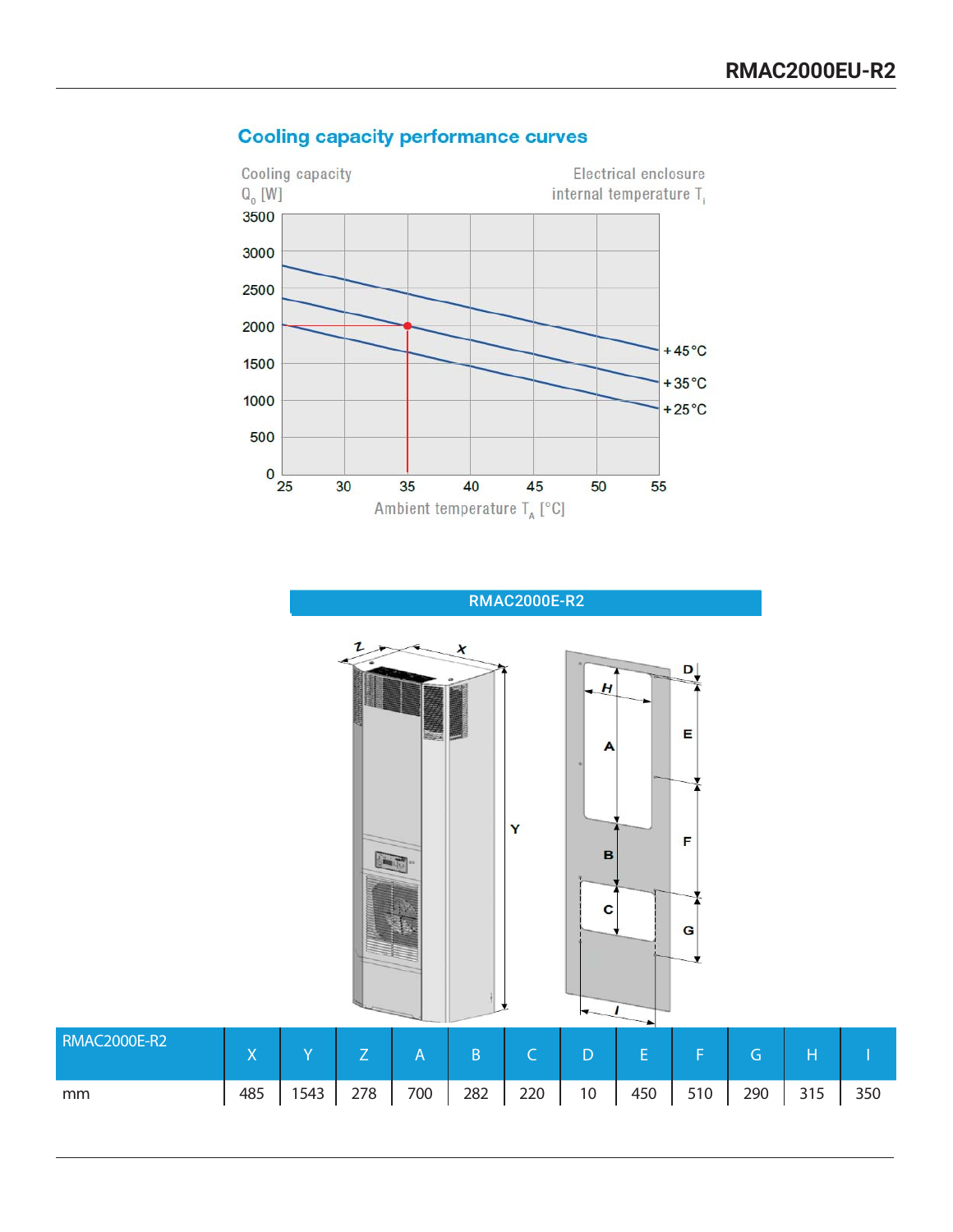## Cooling capacity performance curves

Cooling capacity $Q_0$ [W]

Electrical enclosure internal temperature $T_i$

3500
3000
2500
2000
1500
1000
500
0

25 30 35 40 45 50 55

+45 °C
+35 °C
+25 °C

Ambient temperature $T_A$ [°C]

## RMAC2000E-R2

Z X Y

H A B C D E F G I

| RMAC2000E-R2 | X | Y | Z | A | B | C | D | E | F | G | H | I |
|---|---|---|---|---|---|---|---|---|---|---|---|---|
| mm | 485 | 1543 | 278 | 700 | 282 | 220 | 10 | 450 | 510 | 290 | 315 | 350 |